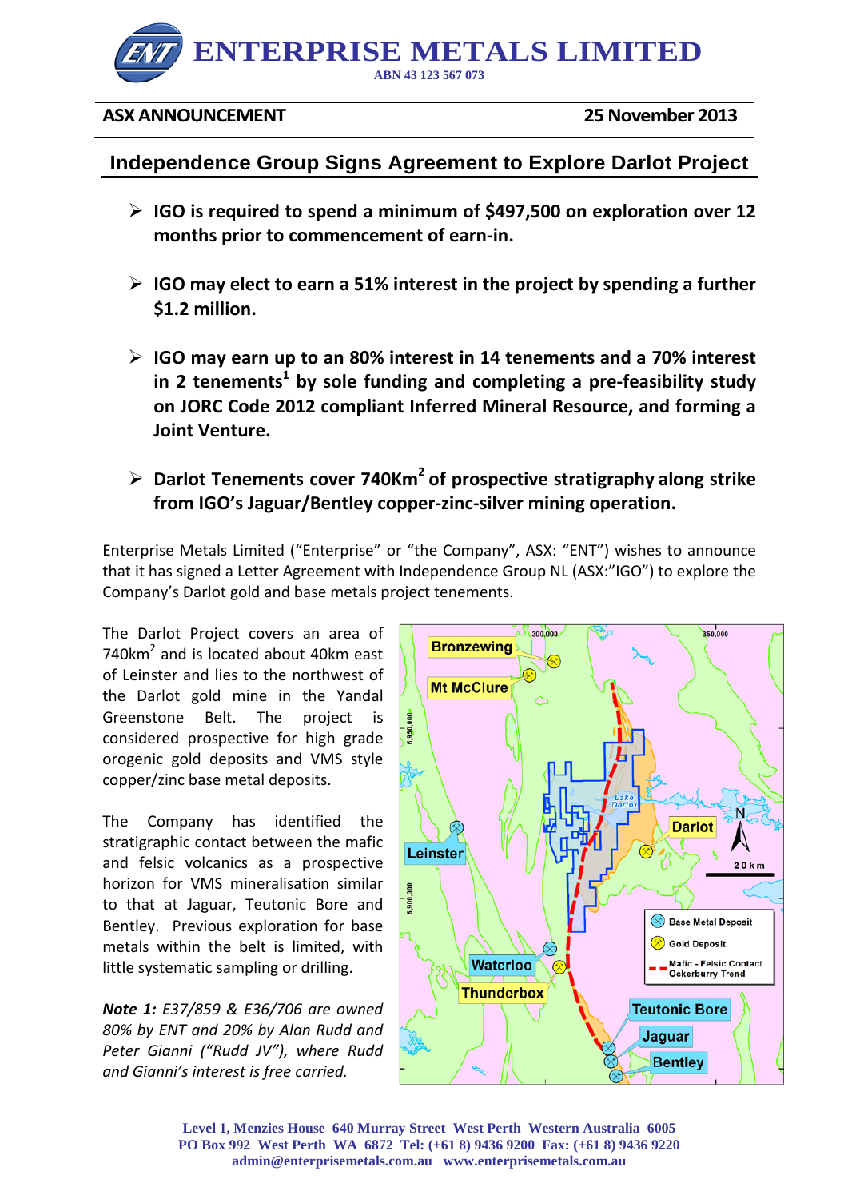# ENTERPRISE METALS LIMITED

ABN 43 123 567 073

**ASX ANNOUNCEMENT** **25 November 2013**

## Independence Group Signs Agreement to Explore Darlot Project

- **IGO is required to spend a minimum of $497,500 on exploration over 12 months prior to commencement of earn-in.**
- **IGO may elect to earn a 51% interest in the project by spending a further $1.2 million.**
- **IGO may earn up to an 80% interest in 14 tenements and a 70% interest in 2 tenements[1] by sole funding and completing a pre-feasibility study on JORC Code 2012 compliant Inferred Mineral Resource, and forming a Joint Venture.**
- **Darlot Tenements cover 740Km$^2$ of prospective stratigraphy along strike from IGO's Jaguar/Bentley copper-zinc-silver mining operation.**

Enterprise Metals Limited ("Enterprise" or "the Company", ASX: "ENT") wishes to announce that it has signed a Letter Agreement with Independence Group NL (ASX:"IGO") to explore the Company's Darlot gold and base metals project tenements.

The Darlot Project covers an area of 740km$^2$ and is located about 40km east of Leinster and lies to the northwest of the Darlot gold mine in the Yandal Greenstone Belt. The project is considered prospective for high grade orogenic gold deposits and VMS style copper/zinc base metal deposits.

The Company has identified the stratigraphic contact between the mafic and felsic volcanics as a prospective horizon for VMS mineralisation similar to that at Jaguar, Teutonic Bore and Bentley. Previous exploration for base metals within the belt is limited, with little systematic sampling or drilling.

***Note 1:*** *E37/859 & E36/706 are owned 80% by ENT and 20% by Alan Rudd and Peter Gianni ("Rudd JV"), where Rudd and Gianni's interest is free carried.*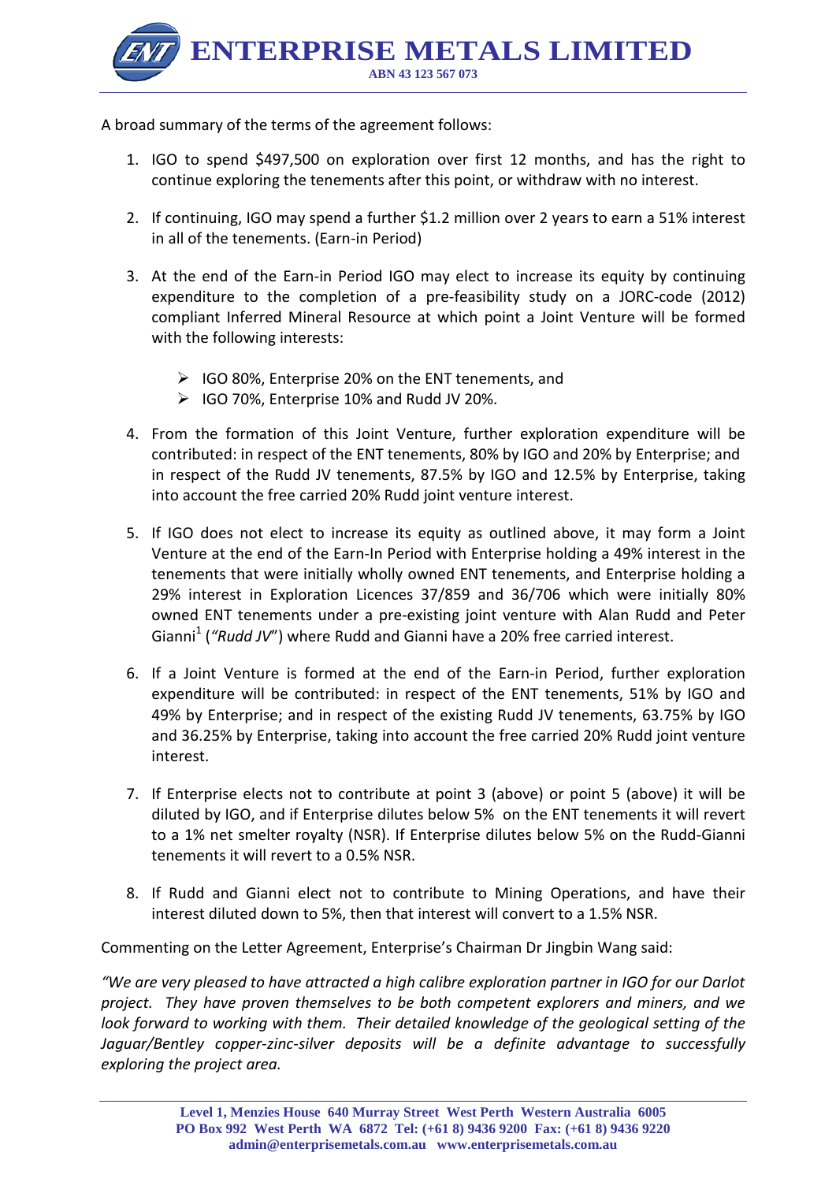A broad summary of the terms of the agreement follows:

1. IGO to spend $497,500 on exploration over first 12 months, and has the right to continue exploring the tenements after this point, or withdraw with no interest.

2. If continuing, IGO may spend a further $1.2 million over 2 years to earn a 51% interest in all of the tenements. (Earn-in Period)

3. At the end of the Earn-in Period IGO may elect to increase its equity by continuing expenditure to the completion of a pre-feasibility study on a JORC-code (2012) compliant Inferred Mineral Resource at which point a Joint Venture will be formed with the following interests:

    - IGO 80%, Enterprise 20% on the ENT tenements, and
    - IGO 70%, Enterprise 10% and Rudd JV 20%.

4. From the formation of this Joint Venture, further exploration expenditure will be contributed: in respect of the ENT tenements, 80% by IGO and 20% by Enterprise; and in respect of the Rudd JV tenements, 87.5% by IGO and 12.5% by Enterprise, taking into account the free carried 20% Rudd joint venture interest.

5. If IGO does not elect to increase its equity as outlined above, it may form a Joint Venture at the end of the Earn-In Period with Enterprise holding a 49% interest in the tenements that were initially wholly owned ENT tenements, and Enterprise holding a 29% interest in Exploration Licences 37/859 and 36/706 which were initially 80% owned ENT tenements under a pre-existing joint venture with Alan Rudd and Peter Gianni[1] (*"Rudd JV"*) where Rudd and Gianni have a 20% free carried interest.

6. If a Joint Venture is formed at the end of the Earn-in Period, further exploration expenditure will be contributed: in respect of the ENT tenements, 51% by IGO and 49% by Enterprise; and in respect of the existing Rudd JV tenements, 63.75% by IGO and 36.25% by Enterprise, taking into account the free carried 20% Rudd joint venture interest.

7. If Enterprise elects not to contribute at point 3 (above) or point 5 (above) it will be diluted by IGO, and if Enterprise dilutes below 5% on the ENT tenements it will revert to a 1% net smelter royalty (NSR). If Enterprise dilutes below 5% on the Rudd-Gianni tenements it will revert to a 0.5% NSR.

8. If Rudd and Gianni elect not to contribute to Mining Operations, and have their interest diluted down to 5%, then that interest will convert to a 1.5% NSR.

Commenting on the Letter Agreement, Enterprise's Chairman Dr Jingbin Wang said:

*"We are very pleased to have attracted a high calibre exploration partner in IGO for our Darlot project. They have proven themselves to be both competent explorers and miners, and we look forward to working with them. Their detailed knowledge of the geological setting of the Jaguar/Bentley copper-zinc-silver deposits will be a definite advantage to successfully exploring the project area.*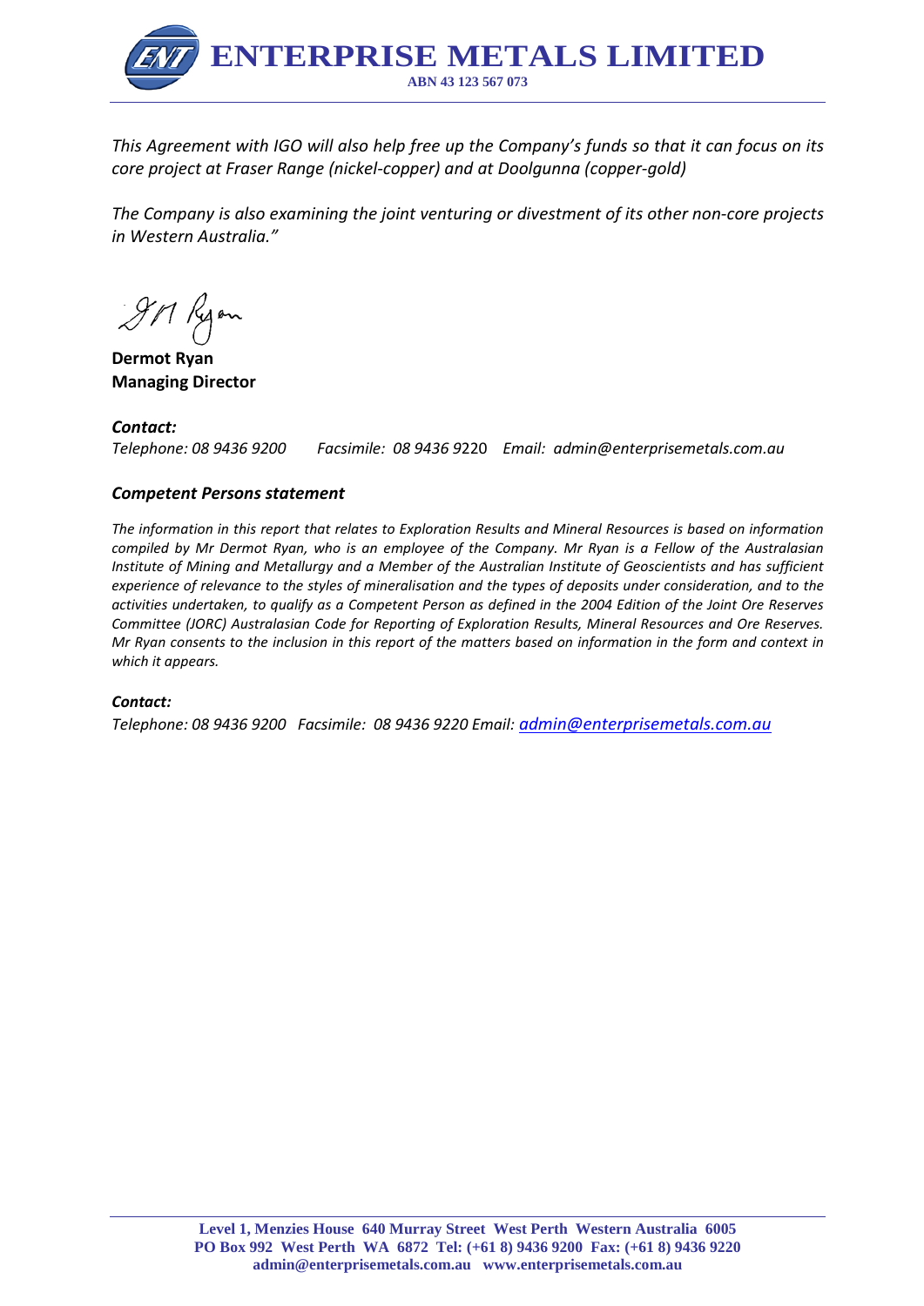*This Agreement with IGO will also help free up the Company's funds so that it can focus on its core project at Fraser Range (nickel-copper) and at Doolgunna (copper-gold)*

*The Company is also examining the joint venturing or divestment of its other non-core projects in Western Australia."*

**Dermot Ryan**
**Managing Director**

***Contact:***
*Telephone: 08 9436 9200 Facsimile: 08 9436 9220 Email: admin@enterprisemetals.com.au*

### *Competent Persons statement*

*The information in this report that relates to Exploration Results and Mineral Resources is based on information compiled by Mr Dermot Ryan, who is an employee of the Company. Mr Ryan is a Fellow of the Australasian Institute of Mining and Metallurgy and a Member of the Australian Institute of Geoscientists and has sufficient experience of relevance to the styles of mineralisation and the types of deposits under consideration, and to the activities undertaken, to qualify as a Competent Person as defined in the 2004 Edition of the Joint Ore Reserves Committee (JORC) Australasian Code for Reporting of Exploration Results, Mineral Resources and Ore Reserves. Mr Ryan consents to the inclusion in this report of the matters based on information in the form and context in which it appears.*

***Contact:***
*Telephone: 08 9436 9200 Facsimile: 08 9436 9220 Email: admin@enterprisemetals.com.au*